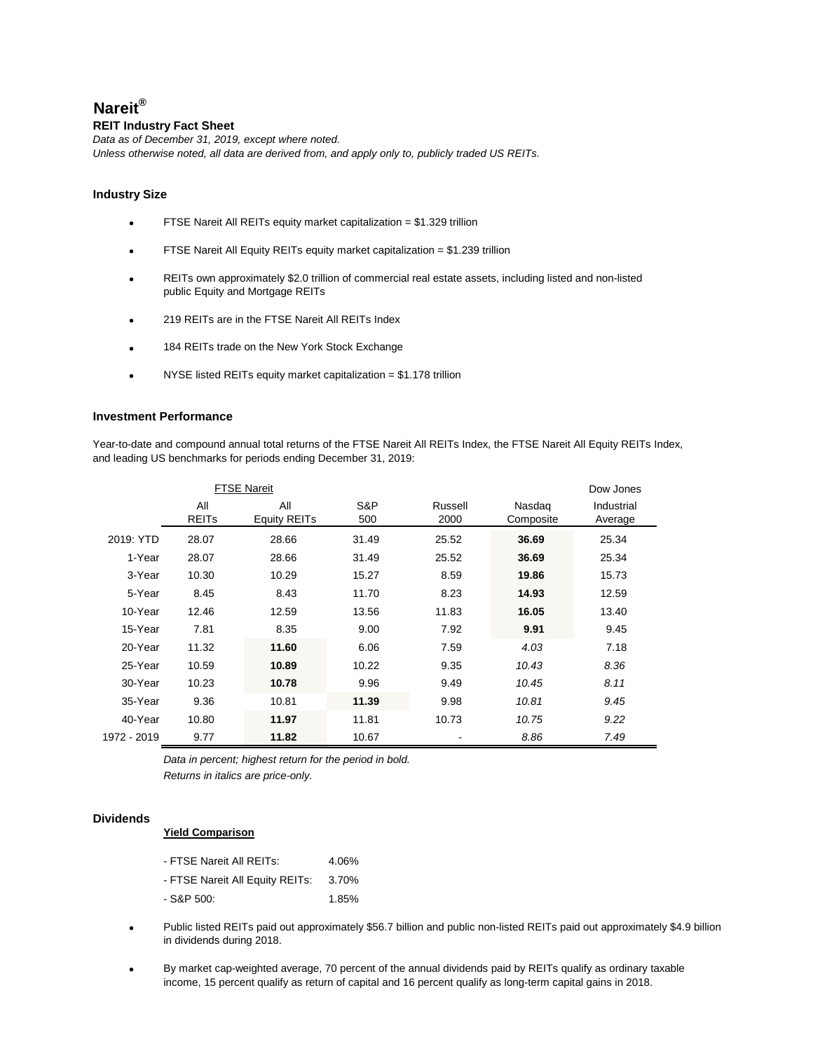# Nareit®

**REIT Industry Fact Sheet**

*Data as of December 31, 2019, except where noted.*
*Unless otherwise noted, all data are derived from, and apply only to, publicly traded US REITs.*

## Industry Size

- FTSE Nareit All REITs equity market capitalization = $1.329 trillion
- FTSE Nareit All Equity REITs equity market capitalization = $1.239 trillion
- REITs own approximately $2.0 trillion of commercial real estate assets, including listed and non-listed public Equity and Mortgage REITs
- 219 REITs are in the FTSE Nareit All REITs Index
- 184 REITs trade on the New York Stock Exchange
- NYSE listed REITs equity market capitalization = $1.178 trillion

## Investment Performance

Year-to-date and compound annual total returns of the FTSE Nareit All REITs Index, the FTSE Nareit All Equity REITs Index, and leading US benchmarks for periods ending December 31, 2019:

| | FTSE Nareit | | | | | Dow Jones |
|---|---|---|---|---|---|---|
| | All REITs | All Equity REITs | S&P 500 | Russell 2000 | Nasdaq Composite | Industrial Average |
| 2019: YTD | 28.07 | 28.66 | 31.49 | 25.52 | **36.69** | 25.34 |
| 1-Year | 28.07 | 28.66 | 31.49 | 25.52 | **36.69** | 25.34 |
| 3-Year | 10.30 | 10.29 | 15.27 | 8.59 | **19.86** | 15.73 |
| 5-Year | 8.45 | 8.43 | 11.70 | 8.23 | **14.93** | 12.59 |
| 10-Year | 12.46 | 12.59 | 13.56 | 11.83 | **16.05** | 13.40 |
| 15-Year | 7.81 | 8.35 | 9.00 | 7.92 | **9.91** | 9.45 |
| 20-Year | 11.32 | **11.60** | 6.06 | 7.59 | *4.03* | 7.18 |
| 25-Year | 10.59 | **10.89** | 10.22 | 9.35 | *10.43* | *8.36* |
| 30-Year | 10.23 | **10.78** | 9.96 | 9.49 | *10.45* | *8.11* |
| 35-Year | 9.36 | 10.81 | **11.39** | 9.98 | *10.81* | *9.45* |
| 40-Year | 10.80 | **11.97** | 11.81 | 10.73 | *10.75* | *9.22* |
| 1972 - 2019 | 9.77 | **11.82** | 10.67 | - | *8.86* | *7.49* |

*Data in percent; highest return for the period in bold.*
*Returns in italics are price-only.*

## Dividends

**Yield Comparison**

- FTSE Nareit All REITs: 4.06%
- FTSE Nareit All Equity REITs: 3.70%
- S&P 500: 1.85%

- Public listed REITs paid out approximately $56.7 billion and public non-listed REITs paid out approximately $4.9 billion in dividends during 2018.
- By market cap-weighted average, 70 percent of the annual dividends paid by REITs qualify as ordinary taxable income, 15 percent qualify as return of capital and 16 percent qualify as long-term capital gains in 2018.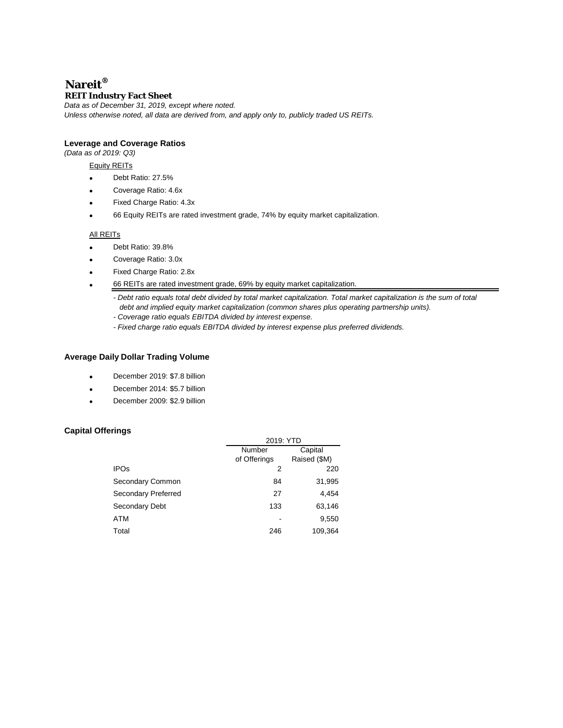# Nareit®

## REIT Industry Fact Sheet

*Data as of December 31, 2019, except where noted.*
*Unless otherwise noted, all data are derived from, and apply only to, publicly traded US REITs.*

### Leverage and Coverage Ratios

*(Data as of 2019: Q3)*

Equity REITs

- Debt Ratio: 27.5%
- Coverage Ratio: 4.6x
- Fixed Charge Ratio: 4.3x
- 66 Equity REITs are rated investment grade, 74% by equity market capitalization.

All REITs

- Debt Ratio: 39.8%
- Coverage Ratio: 3.0x
- Fixed Charge Ratio: 2.8x
- 66 REITs are rated investment grade, 69% by equity market capitalization.

*- Debt ratio equals total debt divided by total market capitalization. Total market capitalization is the sum of total debt and implied equity market capitalization (common shares plus operating partnership units).*
*- Coverage ratio equals EBITDA divided by interest expense.*
*- Fixed charge ratio equals EBITDA divided by interest expense plus preferred dividends.*

### Average Daily Dollar Trading Volume

- December 2019: $7.8 billion
- December 2014: $5.7 billion
- December 2009: $2.9 billion

### Capital Offerings

| | 2019: YTD | |
|---|---|---|
| | Number of Offerings | Capital Raised ($M) |
| IPOs | 2 | 220 |
| Secondary Common | 84 | 31,995 |
| Secondary Preferred | 27 | 4,454 |
| Secondary Debt | 133 | 63,146 |
| ATM | - | 9,550 |
| Total | 246 | 109,364 |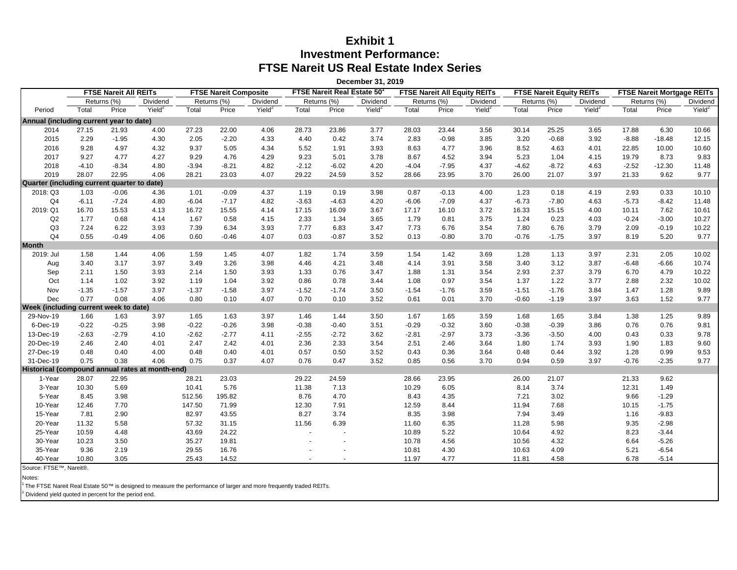# Exhibit 1
# Investment Performance:
# FTSE Nareit US Real Estate Index Series

**December 31, 2019**

| | FTSE Nareit All REITs | | | FTSE Nareit Composite | | | FTSE Nareit Real Estate 50[1] | | | FTSE Nareit All Equity REITs | | | FTSE Nareit Equity REITs | | | FTSE Nareit Mortgage REITs | | |
|---|---|---|---|---|---|---|---|---|---|---|---|---|---|---|---|---|---|---|
| | Returns (%) | | Dividend | Returns (%) | | Dividend | Returns (%) | | Dividend | Returns (%) | | Dividend | Returns (%) | | Dividend | Returns (%) | | Dividend |
| Period | Total | Price | Yield[2] | Total | Price | Yield[2] | Total | Price | Yield[2] | Total | Price | Yield[2] | Total | Price | Yield[2] | Total | Price | Yield[2] |
| **Annual (including current year to date)** | | | | | | | | | | | | | | | | | | |
| 2014 | 27.15 | 21.93 | 4.00 | 27.23 | 22.00 | 4.06 | 28.73 | 23.86 | 3.77 | 28.03 | 23.44 | 3.56 | 30.14 | 25.25 | 3.65 | 17.88 | 6.30 | 10.66 |
| 2015 | 2.29 | -1.95 | 4.30 | 2.05 | -2.20 | 4.33 | 4.40 | 0.42 | 3.74 | 2.83 | -0.98 | 3.85 | 3.20 | -0.68 | 3.92 | -8.88 | -18.48 | 12.15 |
| 2016 | 9.28 | 4.97 | 4.32 | 9.37 | 5.05 | 4.34 | 5.52 | 1.91 | 3.93 | 8.63 | 4.77 | 3.96 | 8.52 | 4.63 | 4.01 | 22.85 | 10.00 | 10.60 |
| 2017 | 9.27 | 4.77 | 4.27 | 9.29 | 4.76 | 4.29 | 9.23 | 5.01 | 3.78 | 8.67 | 4.52 | 3.94 | 5.23 | 1.04 | 4.15 | 19.79 | 8.73 | 9.83 |
| 2018 | -4.10 | -8.34 | 4.80 | -3.94 | -8.21 | 4.82 | -2.12 | -6.02 | 4.20 | -4.04 | -7.95 | 4.37 | -4.62 | -8.72 | 4.63 | -2.52 | -12.30 | 11.48 |
| 2019 | 28.07 | 22.95 | 4.06 | 28.21 | 23.03 | 4.07 | 29.22 | 24.59 | 3.52 | 28.66 | 23.95 | 3.70 | 26.00 | 21.07 | 3.97 | 21.33 | 9.62 | 9.77 |
| **Quarter (including current quarter to date)** | | | | | | | | | | | | | | | | | | |
| 2018: Q3 | 1.03 | -0.06 | 4.36 | 1.01 | -0.09 | 4.37 | 1.19 | 0.19 | 3.98 | 0.87 | -0.13 | 4.00 | 1.23 | 0.18 | 4.19 | 2.93 | 0.33 | 10.10 |
| Q4 | -6.11 | -7.24 | 4.80 | -6.04 | -7.17 | 4.82 | -3.63 | -4.63 | 4.20 | -6.06 | -7.09 | 4.37 | -6.73 | -7.80 | 4.63 | -5.73 | -8.42 | 11.48 |
| 2019: Q1 | 16.70 | 15.53 | 4.13 | 16.72 | 15.55 | 4.14 | 17.15 | 16.09 | 3.67 | 17.17 | 16.10 | 3.72 | 16.33 | 15.15 | 4.00 | 10.11 | 7.62 | 10.61 |
| Q2 | 1.77 | 0.68 | 4.14 | 1.67 | 0.58 | 4.15 | 2.33 | 1.34 | 3.65 | 1.79 | 0.81 | 3.75 | 1.24 | 0.23 | 4.03 | -0.24 | -3.00 | 10.27 |
| Q3 | 7.24 | 6.22 | 3.93 | 7.39 | 6.34 | 3.93 | 7.77 | 6.83 | 3.47 | 7.73 | 6.76 | 3.54 | 7.80 | 6.76 | 3.79 | 2.09 | -0.19 | 10.22 |
| Q4 | 0.55 | -0.49 | 4.06 | 0.60 | -0.46 | 4.07 | 0.03 | -0.87 | 3.52 | 0.13 | -0.80 | 3.70 | -0.76 | -1.75 | 3.97 | 8.19 | 5.20 | 9.77 |
| **Month** | | | | | | | | | | | | | | | | | | |
| 2019: Jul | 1.58 | 1.44 | 4.06 | 1.59 | 1.45 | 4.07 | 1.82 | 1.74 | 3.59 | 1.54 | 1.42 | 3.69 | 1.28 | 1.13 | 3.97 | 2.31 | 2.05 | 10.02 |
| Aug | 3.40 | 3.17 | 3.97 | 3.49 | 3.26 | 3.98 | 4.46 | 4.21 | 3.48 | 4.14 | 3.91 | 3.58 | 3.40 | 3.12 | 3.87 | -6.48 | -6.66 | 10.74 |
| Sep | 2.11 | 1.50 | 3.93 | 2.14 | 1.50 | 3.93 | 1.33 | 0.76 | 3.47 | 1.88 | 1.31 | 3.54 | 2.93 | 2.37 | 3.79 | 6.70 | 4.79 | 10.22 |
| Oct | 1.14 | 1.02 | 3.92 | 1.19 | 1.04 | 3.92 | 0.86 | 0.78 | 3.44 | 1.08 | 0.97 | 3.54 | 1.37 | 1.22 | 3.77 | 2.88 | 2.32 | 10.02 |
| Nov | -1.35 | -1.57 | 3.97 | -1.37 | -1.58 | 3.97 | -1.52 | -1.74 | 3.50 | -1.54 | -1.76 | 3.59 | -1.51 | -1.76 | 3.84 | 1.47 | 1.28 | 9.89 |
| Dec | 0.77 | 0.08 | 4.06 | 0.80 | 0.10 | 4.07 | 0.70 | 0.10 | 3.52 | 0.61 | 0.01 | 3.70 | -0.60 | -1.19 | 3.97 | 3.63 | 1.52 | 9.77 |
| **Week (including current week to date)** | | | | | | | | | | | | | | | | | | |
| 29-Nov-19 | 1.66 | 1.63 | 3.97 | 1.65 | 1.63 | 3.97 | 1.46 | 1.44 | 3.50 | 1.67 | 1.65 | 3.59 | 1.68 | 1.65 | 3.84 | 1.38 | 1.25 | 9.89 |
| 6-Dec-19 | -0.22 | -0.25 | 3.98 | -0.22 | -0.26 | 3.98 | -0.38 | -0.40 | 3.51 | -0.29 | -0.32 | 3.60 | -0.38 | -0.39 | 3.86 | 0.76 | 0.76 | 9.81 |
| 13-Dec-19 | -2.63 | -2.79 | 4.10 | -2.62 | -2.77 | 4.11 | -2.55 | -2.72 | 3.62 | -2.81 | -2.97 | 3.73 | -3.36 | -3.50 | 4.00 | 0.43 | 0.33 | 9.78 |
| 20-Dec-19 | 2.46 | 2.40 | 4.01 | 2.47 | 2.42 | 4.01 | 2.36 | 2.33 | 3.54 | 2.51 | 2.46 | 3.64 | 1.80 | 1.74 | 3.93 | 1.90 | 1.83 | 9.60 |
| 27-Dec-19 | 0.48 | 0.40 | 4.00 | 0.48 | 0.40 | 4.01 | 0.57 | 0.50 | 3.52 | 0.43 | 0.36 | 3.64 | 0.48 | 0.44 | 3.92 | 1.28 | 0.99 | 9.53 |
| 31-Dec-19 | 0.75 | 0.38 | 4.06 | 0.75 | 0.37 | 4.07 | 0.76 | 0.47 | 3.52 | 0.85 | 0.56 | 3.70 | 0.94 | 0.59 | 3.97 | -0.76 | -2.35 | 9.77 |
| **Historical (compound annual rates at month-end)** | | | | | | | | | | | | | | | | | | |
| 1-Year | 28.07 | 22.95 | | 28.21 | 23.03 | | 29.22 | 24.59 | | 28.66 | 23.95 | | 26.00 | 21.07 | | 21.33 | 9.62 | |
| 3-Year | 10.30 | 5.69 | | 10.41 | 5.76 | | 11.38 | 7.13 | | 10.29 | 6.05 | | 8.14 | 3.74 | | 12.31 | 1.49 | |
| 5-Year | 8.45 | 3.98 | | 512.56 | 195.82 | | 8.76 | 4.70 | | 8.43 | 4.35 | | 7.21 | 3.02 | | 9.66 | -1.29 | |
| 10-Year | 12.46 | 7.70 | | 147.50 | 71.99 | | 12.30 | 7.91 | | 12.59 | 8.44 | | 11.94 | 7.68 | | 10.15 | -1.75 | |
| 15-Year | 7.81 | 2.90 | | 82.97 | 43.55 | | 8.27 | 3.74 | | 8.35 | 3.98 | | 7.94 | 3.49 | | 1.16 | -9.83 | |
| 20-Year | 11.32 | 5.58 | | 57.32 | 31.15 | | 11.56 | 6.39 | | 11.60 | 6.35 | | 11.28 | 5.98 | | 9.35 | -2.98 | |
| 25-Year | 10.59 | 4.48 | | 43.69 | 24.22 | | - | - | | 10.89 | 5.22 | | 10.64 | 4.92 | | 8.23 | -3.44 | |
| 30-Year | 10.23 | 3.50 | | 35.27 | 19.81 | | - | - | | 10.78 | 4.56 | | 10.56 | 4.32 | | 6.64 | -5.26 | |
| 35-Year | 9.36 | 2.19 | | 29.55 | 16.76 | | - | - | | 10.81 | 4.30 | | 10.63 | 4.09 | | 5.21 | -6.54 | |
| 40-Year | 10.80 | 3.05 | | 25.43 | 14.52 | | - | - | | 11.97 | 4.77 | | 11.81 | 4.58 | | 6.78 | -5.14 | |

Source: FTSE™, Nareit®.

Notes:

[1] The FTSE Nareit Real Estate 50™ is designed to measure the performance of larger and more frequently traded REITs.

[2] Dividend yield quoted in percent for the period end.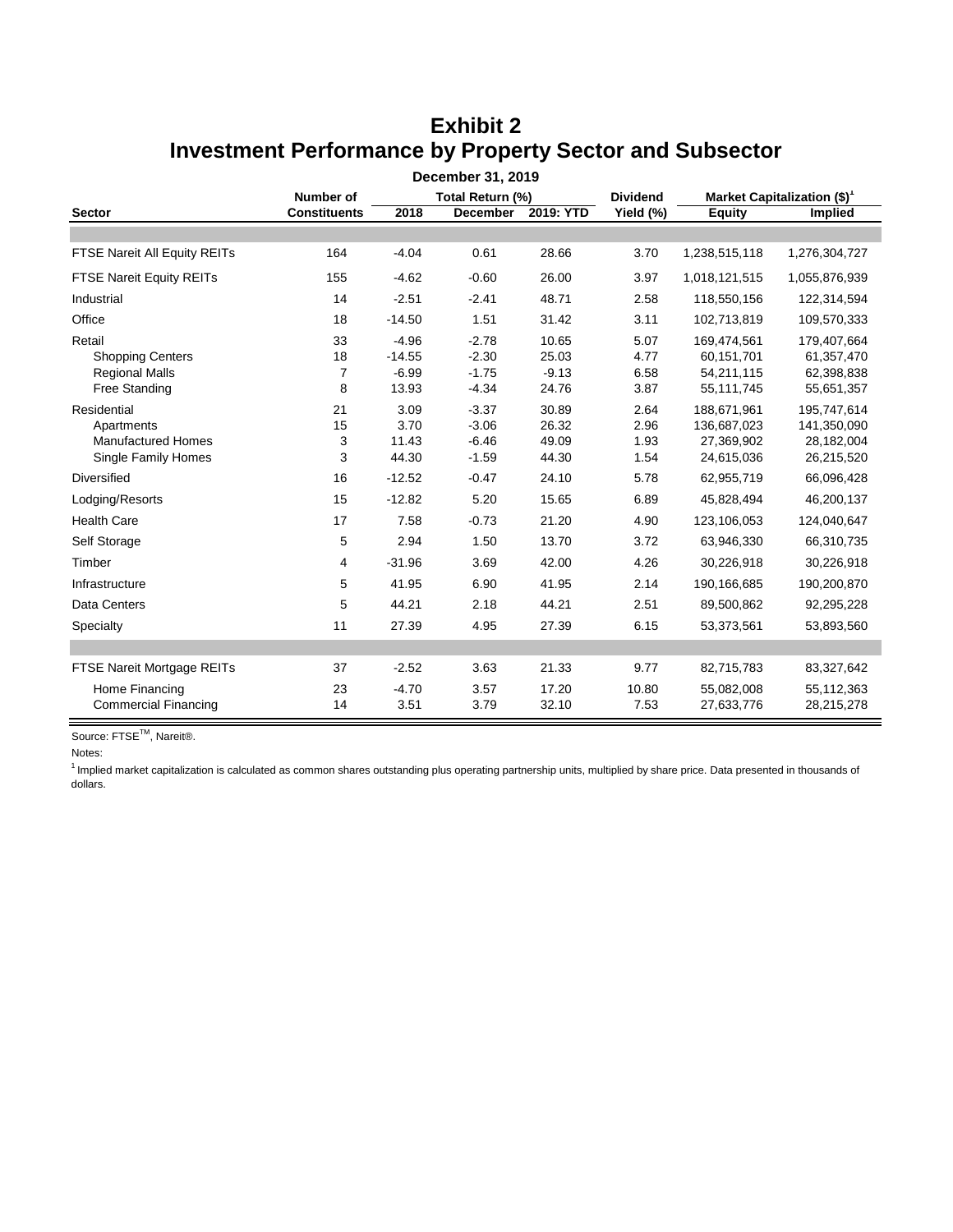# Exhibit 2
# Investment Performance by Property Sector and Subsector

**December 31, 2019**

| Sector | Number of Constituents | Total Return (%) 2018 | Total Return (%) December | Total Return (%) 2019: YTD | Dividend Yield (%) | Market Capitalization ($)[1] Equity | Market Capitalization ($)[1] Implied |
|---|---|---|---|---|---|---|---|
| FTSE Nareit All Equity REITs | 164 | -4.04 | 0.61 | 28.66 | 3.70 | 1,238,515,118 | 1,276,304,727 |
| FTSE Nareit Equity REITs | 155 | -4.62 | -0.60 | 26.00 | 3.97 | 1,018,121,515 | 1,055,876,939 |
| Industrial | 14 | -2.51 | -2.41 | 48.71 | 2.58 | 118,550,156 | 122,314,594 |
| Office | 18 | -14.50 | 1.51 | 31.42 | 3.11 | 102,713,819 | 109,570,333 |
| Retail | 33 | -4.96 | -2.78 | 10.65 | 5.07 | 169,474,561 | 179,407,664 |
| Shopping Centers | 18 | -14.55 | -2.30 | 25.03 | 4.77 | 60,151,701 | 61,357,470 |
| Regional Malls | 7 | -6.99 | -1.75 | -9.13 | 6.58 | 54,211,115 | 62,398,838 |
| Free Standing | 8 | 13.93 | -4.34 | 24.76 | 3.87 | 55,111,745 | 55,651,357 |
| Residential | 21 | 3.09 | -3.37 | 30.89 | 2.64 | 188,671,961 | 195,747,614 |
| Apartments | 15 | 3.70 | -3.06 | 26.32 | 2.96 | 136,687,023 | 141,350,090 |
| Manufactured Homes | 3 | 11.43 | -6.46 | 49.09 | 1.93 | 27,369,902 | 28,182,004 |
| Single Family Homes | 3 | 44.30 | -1.59 | 44.30 | 1.54 | 24,615,036 | 26,215,520 |
| Diversified | 16 | -12.52 | -0.47 | 24.10 | 5.78 | 62,955,719 | 66,096,428 |
| Lodging/Resorts | 15 | -12.82 | 5.20 | 15.65 | 6.89 | 45,828,494 | 46,200,137 |
| Health Care | 17 | 7.58 | -0.73 | 21.20 | 4.90 | 123,106,053 | 124,040,647 |
| Self Storage | 5 | 2.94 | 1.50 | 13.70 | 3.72 | 63,946,330 | 66,310,735 |
| Timber | 4 | -31.96 | 3.69 | 42.00 | 4.26 | 30,226,918 | 30,226,918 |
| Infrastructure | 5 | 41.95 | 6.90 | 41.95 | 2.14 | 190,166,685 | 190,200,870 |
| Data Centers | 5 | 44.21 | 2.18 | 44.21 | 2.51 | 89,500,862 | 92,295,228 |
| Specialty | 11 | 27.39 | 4.95 | 27.39 | 6.15 | 53,373,561 | 53,893,560 |
| FTSE Nareit Mortgage REITs | 37 | -2.52 | 3.63 | 21.33 | 9.77 | 82,715,783 | 83,327,642 |
| Home Financing | 23 | -4.70 | 3.57 | 17.20 | 10.80 | 55,082,008 | 55,112,363 |
| Commercial Financing | 14 | 3.51 | 3.79 | 32.10 | 7.53 | 27,633,776 | 28,215,278 |

Source: FTSE™, Nareit®.

Notes:

[1] Implied market capitalization is calculated as common shares outstanding plus operating partnership units, multiplied by share price. Data presented in thousands of dollars.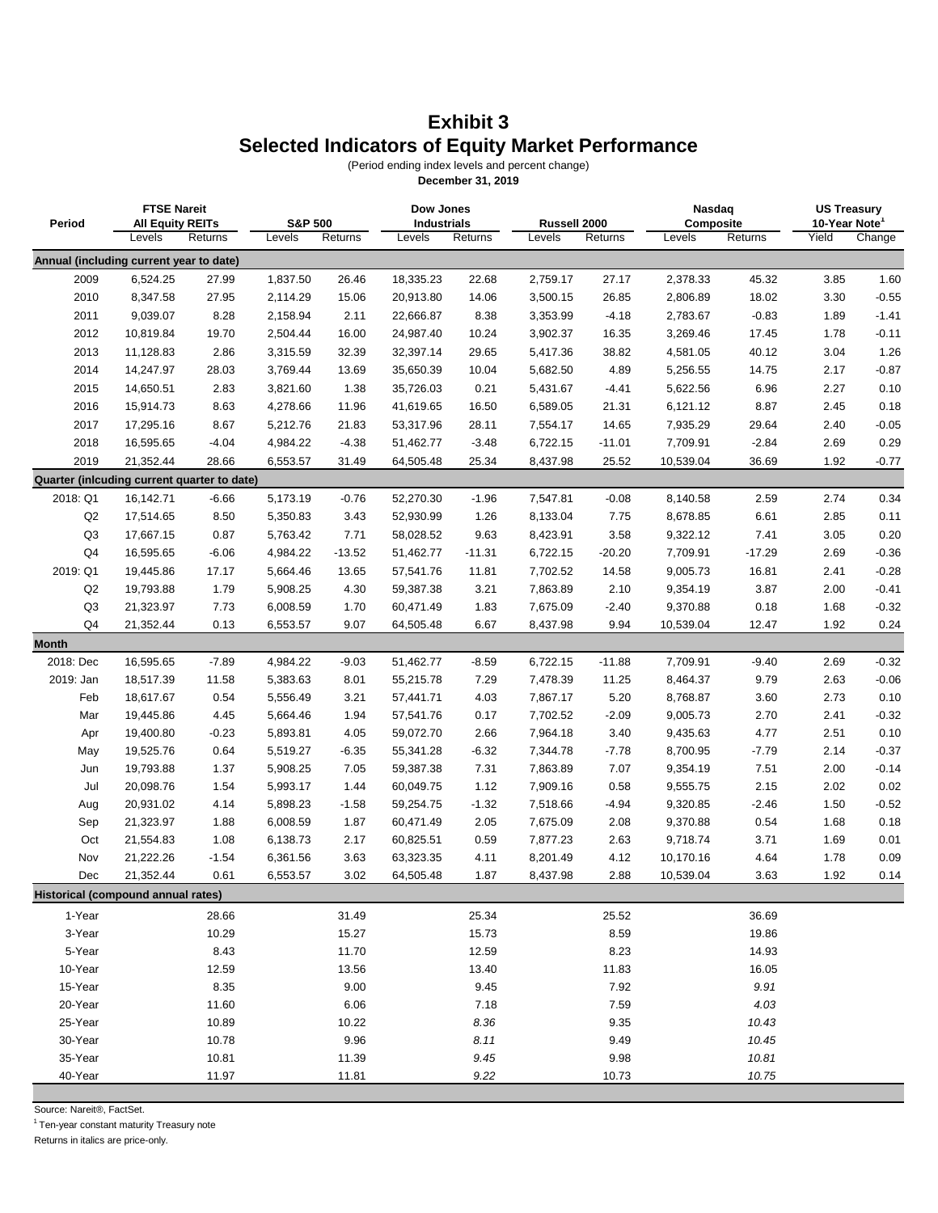# Exhibit 3
## Selected Indicators of Equity Market Performance

(Period ending index levels and percent change)

**December 31, 2019**

| Period | FTSE Nareit All Equity REITs | | S&P 500 | | Dow Jones Industrials | | Russell 2000 | | Nasdaq Composite | | US Treasury 10-Year Note[1] | |
|---|---|---|---|---|---|---|---|---|---|---|---|---|
| | Levels | Returns | Levels | Returns | Levels | Returns | Levels | Returns | Levels | Returns | Yield | Change |
| **Annual (including current year to date)** | | | | | | | | | | | | |
| 2009 | 6,524.25 | 27.99 | 1,837.50 | 26.46 | 18,335.23 | 22.68 | 2,759.17 | 27.17 | 2,378.33 | 45.32 | 3.85 | 1.60 |
| 2010 | 8,347.58 | 27.95 | 2,114.29 | 15.06 | 20,913.80 | 14.06 | 3,500.15 | 26.85 | 2,806.89 | 18.02 | 3.30 | -0.55 |
| 2011 | 9,039.07 | 8.28 | 2,158.94 | 2.11 | 22,666.87 | 8.38 | 3,353.99 | -4.18 | 2,783.67 | -0.83 | 1.89 | -1.41 |
| 2012 | 10,819.84 | 19.70 | 2,504.44 | 16.00 | 24,987.40 | 10.24 | 3,902.37 | 16.35 | 3,269.46 | 17.45 | 1.78 | -0.11 |
| 2013 | 11,128.83 | 2.86 | 3,315.59 | 32.39 | 32,397.14 | 29.65 | 5,417.36 | 38.82 | 4,581.05 | 40.12 | 3.04 | 1.26 |
| 2014 | 14,247.97 | 28.03 | 3,769.44 | 13.69 | 35,650.39 | 10.04 | 5,682.50 | 4.89 | 5,256.55 | 14.75 | 2.17 | -0.87 |
| 2015 | 14,650.51 | 2.83 | 3,821.60 | 1.38 | 35,726.03 | 0.21 | 5,431.67 | -4.41 | 5,622.56 | 6.96 | 2.27 | 0.10 |
| 2016 | 15,914.73 | 8.63 | 4,278.66 | 11.96 | 41,619.65 | 16.50 | 6,589.05 | 21.31 | 6,121.12 | 8.87 | 2.45 | 0.18 |
| 2017 | 17,295.16 | 8.67 | 5,212.76 | 21.83 | 53,317.96 | 28.11 | 7,554.17 | 14.65 | 7,935.29 | 29.64 | 2.40 | -0.05 |
| 2018 | 16,595.65 | -4.04 | 4,984.22 | -4.38 | 51,462.77 | -3.48 | 6,722.15 | -11.01 | 7,709.91 | -2.84 | 2.69 | 0.29 |
| 2019 | 21,352.44 | 28.66 | 6,553.57 | 31.49 | 64,505.48 | 25.34 | 8,437.98 | 25.52 | 10,539.04 | 36.69 | 1.92 | -0.77 |
| **Quarter (inlcuding current quarter to date)** | | | | | | | | | | | | |
| 2018: Q1 | 16,142.71 | -6.66 | 5,173.19 | -0.76 | 52,270.30 | -1.96 | 7,547.81 | -0.08 | 8,140.58 | 2.59 | 2.74 | 0.34 |
| Q2 | 17,514.65 | 8.50 | 5,350.83 | 3.43 | 52,930.99 | 1.26 | 8,133.04 | 7.75 | 8,678.85 | 6.61 | 2.85 | 0.11 |
| Q3 | 17,667.15 | 0.87 | 5,763.42 | 7.71 | 58,028.52 | 9.63 | 8,423.91 | 3.58 | 9,322.12 | 7.41 | 3.05 | 0.20 |
| Q4 | 16,595.65 | -6.06 | 4,984.22 | -13.52 | 51,462.77 | -11.31 | 6,722.15 | -20.20 | 7,709.91 | -17.29 | 2.69 | -0.36 |
| 2019: Q1 | 19,445.86 | 17.17 | 5,664.46 | 13.65 | 57,541.76 | 11.81 | 7,702.52 | 14.58 | 9,005.73 | 16.81 | 2.41 | -0.28 |
| Q2 | 19,793.88 | 1.79 | 5,908.25 | 4.30 | 59,387.38 | 3.21 | 7,863.89 | 2.10 | 9,354.19 | 3.87 | 2.00 | -0.41 |
| Q3 | 21,323.97 | 7.73 | 6,008.59 | 1.70 | 60,471.49 | 1.83 | 7,675.09 | -2.40 | 9,370.88 | 0.18 | 1.68 | -0.32 |
| Q4 | 21,352.44 | 0.13 | 6,553.57 | 9.07 | 64,505.48 | 6.67 | 8,437.98 | 9.94 | 10,539.04 | 12.47 | 1.92 | 0.24 |
| **Month** | | | | | | | | | | | | |
| 2018: Dec | 16,595.65 | -7.89 | 4,984.22 | -9.03 | 51,462.77 | -8.59 | 6,722.15 | -11.88 | 7,709.91 | -9.40 | 2.69 | -0.32 |
| 2019: Jan | 18,517.39 | 11.58 | 5,383.63 | 8.01 | 55,215.78 | 7.29 | 7,478.39 | 11.25 | 8,464.37 | 9.79 | 2.63 | -0.06 |
| Feb | 18,617.67 | 0.54 | 5,556.49 | 3.21 | 57,441.71 | 4.03 | 7,867.17 | 5.20 | 8,768.87 | 3.60 | 2.73 | 0.10 |
| Mar | 19,445.86 | 4.45 | 5,664.46 | 1.94 | 57,541.76 | 0.17 | 7,702.52 | -2.09 | 9,005.73 | 2.70 | 2.41 | -0.32 |
| Apr | 19,400.80 | -0.23 | 5,893.81 | 4.05 | 59,072.70 | 2.66 | 7,964.18 | 3.40 | 9,435.63 | 4.77 | 2.51 | 0.10 |
| May | 19,525.76 | 0.64 | 5,519.27 | -6.35 | 55,341.28 | -6.32 | 7,344.78 | -7.78 | 8,700.95 | -7.79 | 2.14 | -0.37 |
| Jun | 19,793.88 | 1.37 | 5,908.25 | 7.05 | 59,387.38 | 7.31 | 7,863.89 | 7.07 | 9,354.19 | 7.51 | 2.00 | -0.14 |
| Jul | 20,098.76 | 1.54 | 5,993.17 | 1.44 | 60,049.75 | 1.12 | 7,909.16 | 0.58 | 9,555.75 | 2.15 | 2.02 | 0.02 |
| Aug | 20,931.02 | 4.14 | 5,898.23 | -1.58 | 59,254.75 | -1.32 | 7,518.66 | -4.94 | 9,320.85 | -2.46 | 1.50 | -0.52 |
| Sep | 21,323.97 | 1.88 | 6,008.59 | 1.87 | 60,471.49 | 2.05 | 7,675.09 | 2.08 | 9,370.88 | 0.54 | 1.68 | 0.18 |
| Oct | 21,554.83 | 1.08 | 6,138.73 | 2.17 | 60,825.51 | 0.59 | 7,877.23 | 2.63 | 9,718.74 | 3.71 | 1.69 | 0.01 |
| Nov | 21,222.26 | -1.54 | 6,361.56 | 3.63 | 63,323.35 | 4.11 | 8,201.49 | 4.12 | 10,170.16 | 4.64 | 1.78 | 0.09 |
| Dec | 21,352.44 | 0.61 | 6,553.57 | 3.02 | 64,505.48 | 1.87 | 8,437.98 | 2.88 | 10,539.04 | 3.63 | 1.92 | 0.14 |
| **Historical (compound annual rates)** | | | | | | | | | | | | |
| 1-Year | | 28.66 | | 31.49 | | 25.34 | | 25.52 | | 36.69 | | |
| 3-Year | | 10.29 | | 15.27 | | 15.73 | | 8.59 | | 19.86 | | |
| 5-Year | | 8.43 | | 11.70 | | 12.59 | | 8.23 | | 14.93 | | |
| 10-Year | | 12.59 | | 13.56 | | 13.40 | | 11.83 | | 16.05 | | |
| 15-Year | | 8.35 | | 9.00 | | 9.45 | | 7.92 | | *9.91* | | |
| 20-Year | | 11.60 | | 6.06 | | 7.18 | | 7.59 | | *4.03* | | |
| 25-Year | | 10.89 | | 10.22 | | *8.36* | | 9.35 | | *10.43* | | |
| 30-Year | | 10.78 | | 9.96 | | *8.11* | | 9.49 | | *10.45* | | |
| 35-Year | | 10.81 | | 11.39 | | *9.45* | | 9.98 | | *10.81* | | |
| 40-Year | | 11.97 | | 11.81 | | *9.22* | | 10.73 | | *10.75* | | |

Source: Nareit®, FactSet.

[1] Ten-year constant maturity Treasury note

Returns in italics are price-only.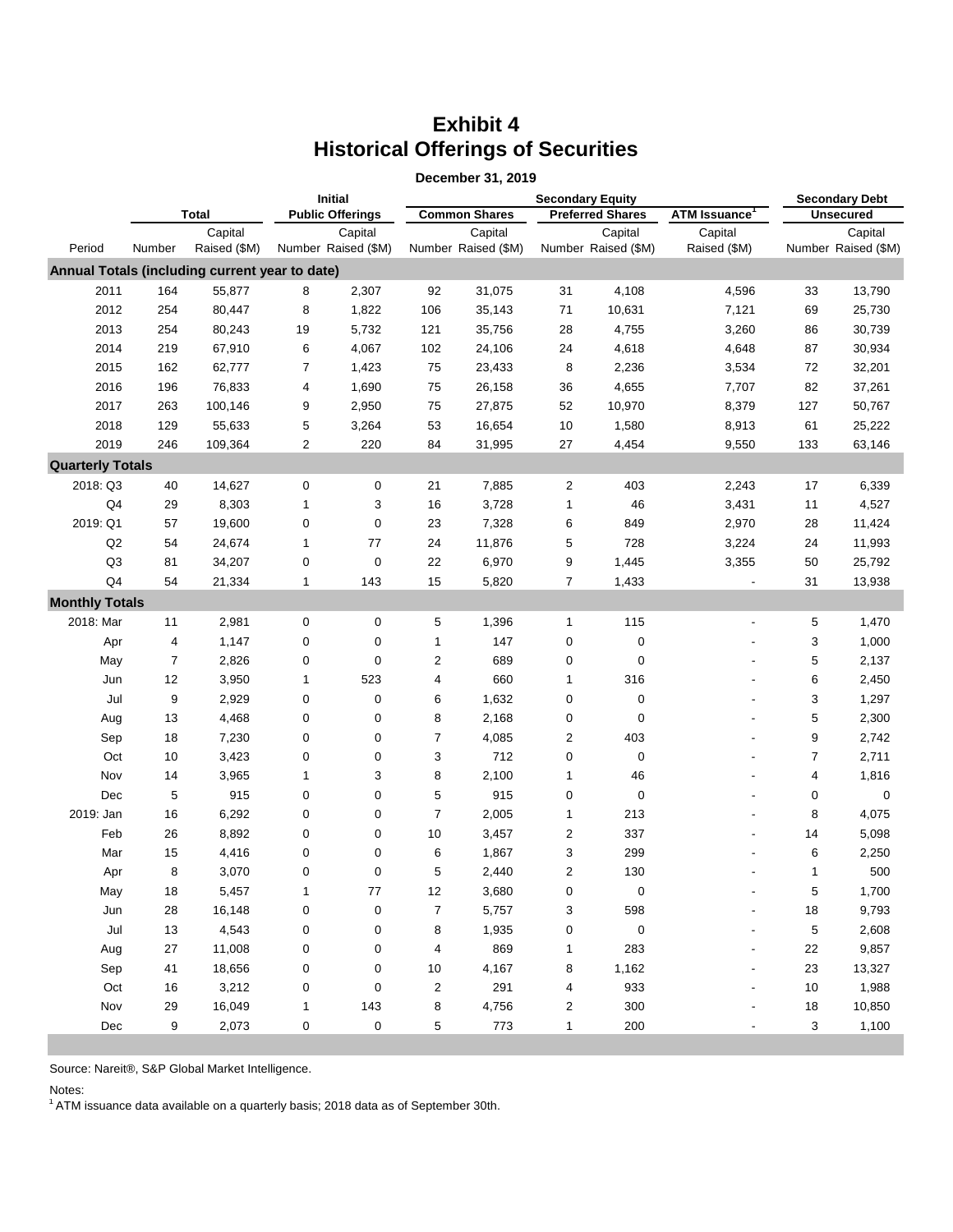# Exhibit 4
# Historical Offerings of Securities

**December 31, 2019**

| Period | Total | | Initial Public Offerings | | Secondary Equity: Common Shares | | Secondary Equity: Preferred Shares | | ATM Issuance[1] | Secondary Debt Unsecured | |
|---|---|---|---|---|---|---|---|---|---|---|---|
| | Number | Capital Raised ($M) | Number | Capital Raised ($M) | Number | Capital Raised ($M) | Number | Capital Raised ($M) | Capital Raised ($M) | Number | Capital Raised ($M) |
| **Annual Totals (including current year to date)** | | | | | | | | | | | |
| 2011 | 164 | 55,877 | 8 | 2,307 | 92 | 31,075 | 31 | 4,108 | 4,596 | 33 | 13,790 |
| 2012 | 254 | 80,447 | 8 | 1,822 | 106 | 35,143 | 71 | 10,631 | 7,121 | 69 | 25,730 |
| 2013 | 254 | 80,243 | 19 | 5,732 | 121 | 35,756 | 28 | 4,755 | 3,260 | 86 | 30,739 |
| 2014 | 219 | 67,910 | 6 | 4,067 | 102 | 24,106 | 24 | 4,618 | 4,648 | 87 | 30,934 |
| 2015 | 162 | 62,777 | 7 | 1,423 | 75 | 23,433 | 8 | 2,236 | 3,534 | 72 | 32,201 |
| 2016 | 196 | 76,833 | 4 | 1,690 | 75 | 26,158 | 36 | 4,655 | 7,707 | 82 | 37,261 |
| 2017 | 263 | 100,146 | 9 | 2,950 | 75 | 27,875 | 52 | 10,970 | 8,379 | 127 | 50,767 |
| 2018 | 129 | 55,633 | 5 | 3,264 | 53 | 16,654 | 10 | 1,580 | 8,913 | 61 | 25,222 |
| 2019 | 246 | 109,364 | 2 | 220 | 84 | 31,995 | 27 | 4,454 | 9,550 | 133 | 63,146 |
| **Quarterly Totals** | | | | | | | | | | | |
| 2018: Q3 | 40 | 14,627 | 0 | 0 | 21 | 7,885 | 2 | 403 | 2,243 | 17 | 6,339 |
| Q4 | 29 | 8,303 | 1 | 3 | 16 | 3,728 | 1 | 46 | 3,431 | 11 | 4,527 |
| 2019: Q1 | 57 | 19,600 | 0 | 0 | 23 | 7,328 | 6 | 849 | 2,970 | 28 | 11,424 |
| Q2 | 54 | 24,674 | 1 | 77 | 24 | 11,876 | 5 | 728 | 3,224 | 24 | 11,993 |
| Q3 | 81 | 34,207 | 0 | 0 | 22 | 6,970 | 9 | 1,445 | 3,355 | 50 | 25,792 |
| Q4 | 54 | 21,334 | 1 | 143 | 15 | 5,820 | 7 | 1,433 | - | 31 | 13,938 |
| **Monthly Totals** | | | | | | | | | | | |
| 2018: Mar | 11 | 2,981 | 0 | 0 | 5 | 1,396 | 1 | 115 | - | 5 | 1,470 |
| Apr | 4 | 1,147 | 0 | 0 | 1 | 147 | 0 | 0 | - | 3 | 1,000 |
| May | 7 | 2,826 | 0 | 0 | 2 | 689 | 0 | 0 | - | 5 | 2,137 |
| Jun | 12 | 3,950 | 1 | 523 | 4 | 660 | 1 | 316 | - | 6 | 2,450 |
| Jul | 9 | 2,929 | 0 | 0 | 6 | 1,632 | 0 | 0 | - | 3 | 1,297 |
| Aug | 13 | 4,468 | 0 | 0 | 8 | 2,168 | 0 | 0 | - | 5 | 2,300 |
| Sep | 18 | 7,230 | 0 | 0 | 7 | 4,085 | 2 | 403 | - | 9 | 2,742 |
| Oct | 10 | 3,423 | 0 | 0 | 3 | 712 | 0 | 0 | - | 7 | 2,711 |
| Nov | 14 | 3,965 | 1 | 3 | 8 | 2,100 | 1 | 46 | - | 4 | 1,816 |
| Dec | 5 | 915 | 0 | 0 | 5 | 915 | 0 | 0 | - | 0 | 0 |
| 2019: Jan | 16 | 6,292 | 0 | 0 | 7 | 2,005 | 1 | 213 | - | 8 | 4,075 |
| Feb | 26 | 8,892 | 0 | 0 | 10 | 3,457 | 2 | 337 | - | 14 | 5,098 |
| Mar | 15 | 4,416 | 0 | 0 | 6 | 1,867 | 3 | 299 | - | 6 | 2,250 |
| Apr | 8 | 3,070 | 0 | 0 | 5 | 2,440 | 2 | 130 | - | 1 | 500 |
| May | 18 | 5,457 | 1 | 77 | 12 | 3,680 | 0 | 0 | - | 5 | 1,700 |
| Jun | 28 | 16,148 | 0 | 0 | 7 | 5,757 | 3 | 598 | - | 18 | 9,793 |
| Jul | 13 | 4,543 | 0 | 0 | 8 | 1,935 | 0 | 0 | - | 5 | 2,608 |
| Aug | 27 | 11,008 | 0 | 0 | 4 | 869 | 1 | 283 | - | 22 | 9,857 |
| Sep | 41 | 18,656 | 0 | 0 | 10 | 4,167 | 8 | 1,162 | - | 23 | 13,327 |
| Oct | 16 | 3,212 | 0 | 0 | 2 | 291 | 4 | 933 | - | 10 | 1,988 |
| Nov | 29 | 16,049 | 1 | 143 | 8 | 4,756 | 2 | 300 | - | 18 | 10,850 |
| Dec | 9 | 2,073 | 0 | 0 | 5 | 773 | 1 | 200 | - | 3 | 1,100 |

Source: Nareit®, S&P Global Market Intelligence.

Notes:
[1] ATM issuance data available on a quarterly basis; 2018 data as of September 30th.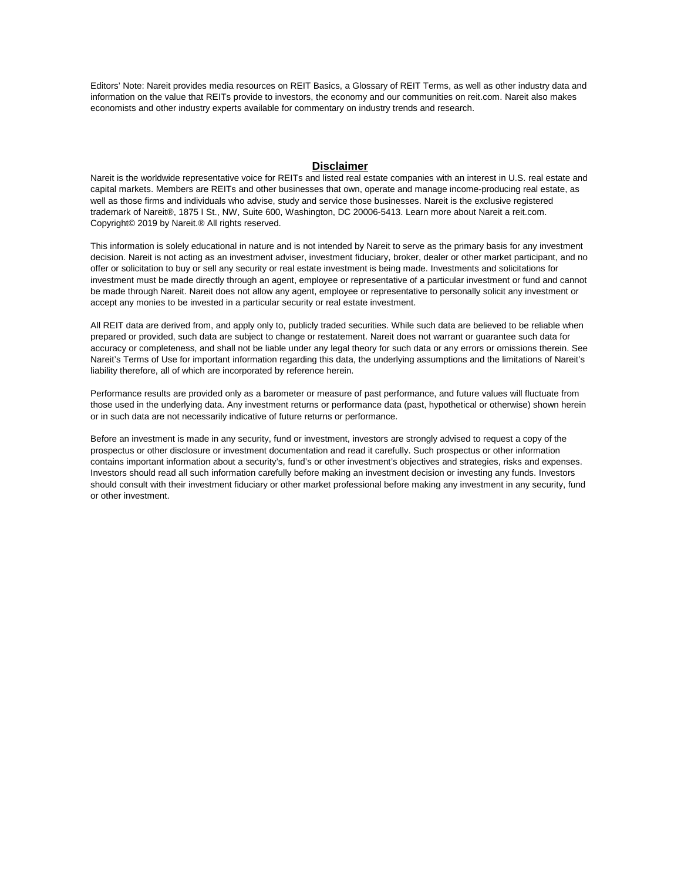Editors' Note: Nareit provides media resources on REIT Basics, a Glossary of REIT Terms, as well as other industry data and information on the value that REITs provide to investors, the economy and our communities on reit.com. Nareit also makes economists and other industry experts available for commentary on industry trends and research.

## Disclaimer

Nareit is the worldwide representative voice for REITs and listed real estate companies with an interest in U.S. real estate and capital markets. Members are REITs and other businesses that own, operate and manage income-producing real estate, as well as those firms and individuals who advise, study and service those businesses. Nareit is the exclusive registered trademark of Nareit®, 1875 I St., NW, Suite 600, Washington, DC 20006-5413. Learn more about Nareit a reit.com. Copyright© 2019 by Nareit.® All rights reserved.

This information is solely educational in nature and is not intended by Nareit to serve as the primary basis for any investment decision. Nareit is not acting as an investment adviser, investment fiduciary, broker, dealer or other market participant, and no offer or solicitation to buy or sell any security or real estate investment is being made. Investments and solicitations for investment must be made directly through an agent, employee or representative of a particular investment or fund and cannot be made through Nareit. Nareit does not allow any agent, employee or representative to personally solicit any investment or accept any monies to be invested in a particular security or real estate investment.

All REIT data are derived from, and apply only to, publicly traded securities. While such data are believed to be reliable when prepared or provided, such data are subject to change or restatement. Nareit does not warrant or guarantee such data for accuracy or completeness, and shall not be liable under any legal theory for such data or any errors or omissions therein. See Nareit's Terms of Use for important information regarding this data, the underlying assumptions and the limitations of Nareit's liability therefore, all of which are incorporated by reference herein.

Performance results are provided only as a barometer or measure of past performance, and future values will fluctuate from those used in the underlying data. Any investment returns or performance data (past, hypothetical or otherwise) shown herein or in such data are not necessarily indicative of future returns or performance.

Before an investment is made in any security, fund or investment, investors are strongly advised to request a copy of the prospectus or other disclosure or investment documentation and read it carefully. Such prospectus or other information contains important information about a security's, fund's or other investment's objectives and strategies, risks and expenses. Investors should read all such information carefully before making an investment decision or investing any funds. Investors should consult with their investment fiduciary or other market professional before making any investment in any security, fund or other investment.